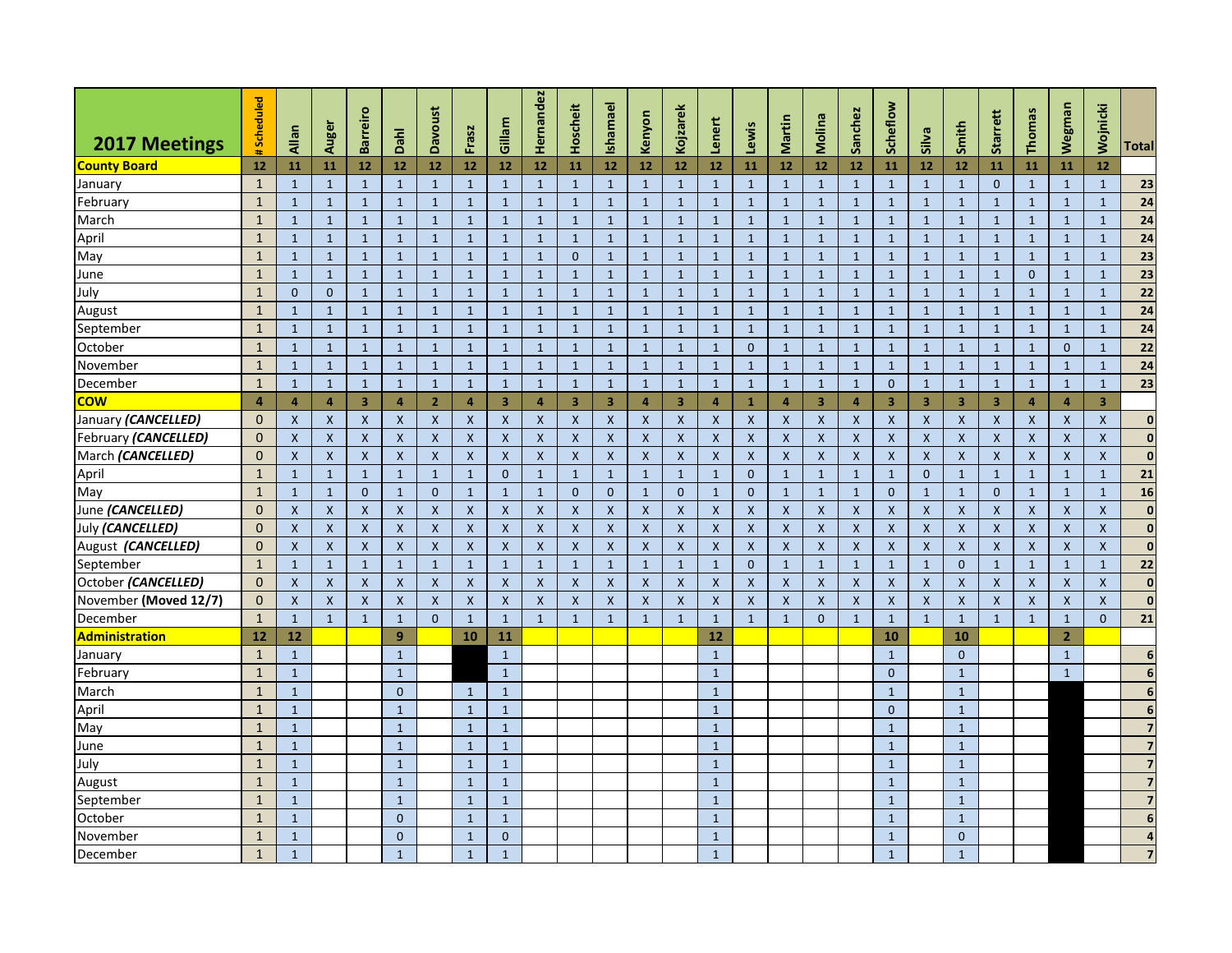| 2017 Meetings | # Scheduled | Allan | Auger | Barreiro | Dahl | Davoust | Frasz | Gillam | Hernandez | Hoscheit | Ishamael | Kenyon | Kojzarek | Lenert | Lewis | Martin | Molina | Sanchez | Scheflow | Silva | Smith | Starrett | Thomas | Wegman | Wojnicki | Total |
|---|---|---|---|---|---|---|---|---|---|---|---|---|---|---|---|---|---|---|---|---|---|---|---|---|---|---|
| **County Board** | **12** | **11** | **11** | **12** | **12** | **12** | **12** | **12** | **12** | **11** | **12** | **12** | **12** | **12** | **11** | **12** | **12** | **12** | **11** | **12** | **12** | **11** | **11** | **11** | **12** | |
| January | 1 | 1 | 1 | 1 | 1 | 1 | 1 | 1 | 1 | 1 | 1 | 1 | 1 | 1 | 1 | 1 | 1 | 1 | 1 | 1 | 1 | 0 | 1 | 1 | 1 | **23** |
| February | 1 | 1 | 1 | 1 | 1 | 1 | 1 | 1 | 1 | 1 | 1 | 1 | 1 | 1 | 1 | 1 | 1 | 1 | 1 | 1 | 1 | 1 | 1 | 1 | 1 | **24** |
| March | 1 | 1 | 1 | 1 | 1 | 1 | 1 | 1 | 1 | 1 | 1 | 1 | 1 | 1 | 1 | 1 | 1 | 1 | 1 | 1 | 1 | 1 | 1 | 1 | 1 | **24** |
| April | 1 | 1 | 1 | 1 | 1 | 1 | 1 | 1 | 1 | 1 | 1 | 1 | 1 | 1 | 1 | 1 | 1 | 1 | 1 | 1 | 1 | 1 | 1 | 1 | 1 | **24** |
| May | 1 | 1 | 1 | 1 | 1 | 1 | 1 | 1 | 1 | 0 | 1 | 1 | 1 | 1 | 1 | 1 | 1 | 1 | 1 | 1 | 1 | 1 | 1 | 1 | 1 | **23** |
| June | 1 | 1 | 1 | 1 | 1 | 1 | 1 | 1 | 1 | 1 | 1 | 1 | 1 | 1 | 1 | 1 | 1 | 1 | 1 | 1 | 1 | 1 | 0 | 1 | 1 | **23** |
| July | 1 | 0 | 0 | 1 | 1 | 1 | 1 | 1 | 1 | 1 | 1 | 1 | 1 | 1 | 1 | 1 | 1 | 1 | 1 | 1 | 1 | 1 | 1 | 1 | 1 | **22** |
| August | 1 | 1 | 1 | 1 | 1 | 1 | 1 | 1 | 1 | 1 | 1 | 1 | 1 | 1 | 1 | 1 | 1 | 1 | 1 | 1 | 1 | 1 | 1 | 1 | 1 | **24** |
| September | 1 | 1 | 1 | 1 | 1 | 1 | 1 | 1 | 1 | 1 | 1 | 1 | 1 | 1 | 1 | 1 | 1 | 1 | 1 | 1 | 1 | 1 | 1 | 1 | 1 | **24** |
| October | 1 | 1 | 1 | 1 | 1 | 1 | 1 | 1 | 1 | 1 | 1 | 1 | 1 | 1 | 0 | 1 | 1 | 1 | 1 | 1 | 1 | 1 | 1 | 0 | 1 | **22** |
| November | 1 | 1 | 1 | 1 | 1 | 1 | 1 | 1 | 1 | 1 | 1 | 1 | 1 | 1 | 1 | 1 | 1 | 1 | 1 | 1 | 1 | 1 | 1 | 1 | 1 | **24** |
| December | 1 | 1 | 1 | 1 | 1 | 1 | 1 | 1 | 1 | 1 | 1 | 1 | 1 | 1 | 1 | 1 | 1 | 1 | 0 | 1 | 1 | 1 | 1 | 1 | 1 | **23** |
| **COW** | **4** | **4** | **4** | **3** | **4** | **2** | **4** | **3** | **4** | **3** | **3** | **4** | **3** | **4** | **1** | **4** | **3** | **4** | **3** | **3** | **3** | **3** | **4** | **4** | **3** | |
| January ***(CANCELLED)*** | 0 | X | X | X | X | X | X | X | X | X | X | X | X | X | X | X | X | X | X | X | X | X | X | X | X | **0** |
| February ***(CANCELLED)*** | 0 | X | X | X | X | X | X | X | X | X | X | X | X | X | X | X | X | X | X | X | X | X | X | X | X | **0** |
| March ***(CANCELLED)*** | 0 | X | X | X | X | X | X | X | X | X | X | X | X | X | X | X | X | X | X | X | X | X | X | X | X | **0** |
| April | 1 | 1 | 1 | 1 | 1 | 1 | 1 | 0 | 1 | 1 | 1 | 1 | 1 | 1 | 0 | 1 | 1 | 1 | 1 | 0 | 1 | 1 | 1 | 1 | 1 | **21** |
| May | 1 | 1 | 1 | 0 | 1 | 0 | 1 | 1 | 1 | 0 | 0 | 1 | 0 | 1 | 0 | 1 | 1 | 1 | 0 | 1 | 1 | 0 | 1 | 1 | 1 | **16** |
| June ***(CANCELLED)*** | 0 | X | X | X | X | X | X | X | X | X | X | X | X | X | X | X | X | X | X | X | X | X | X | X | X | **0** |
| July ***(CANCELLED)*** | 0 | X | X | X | X | X | X | X | X | X | X | X | X | X | X | X | X | X | X | X | X | X | X | X | X | **0** |
| August ***(CANCELLED)*** | 0 | X | X | X | X | X | X | X | X | X | X | X | X | X | X | X | X | X | X | X | X | X | X | X | X | **0** |
| September | 1 | 1 | 1 | 1 | 1 | 1 | 1 | 1 | 1 | 1 | 1 | 1 | 1 | 1 | 0 | 1 | 1 | 1 | 1 | 1 | 0 | 1 | 1 | 1 | 1 | **22** |
| October ***(CANCELLED)*** | 0 | X | X | X | X | X | X | X | X | X | X | X | X | X | X | X | X | X | X | X | X | X | X | X | X | **0** |
| November **(Moved 12/7)** | 0 | X | X | X | X | X | X | X | X | X | X | X | X | X | X | X | X | X | X | X | X | X | X | X | X | **0** |
| December | 1 | 1 | 1 | 1 | 1 | 0 | 1 | 1 | 1 | 1 | 1 | 1 | 1 | 1 | 1 | 1 | 0 | 1 | 1 | 1 | 1 | 1 | 1 | 1 | 0 | **21** |
| **Administration** | **12** | **12** | | | **9** | | **10** | **11** | | | | | | **12** | | | | | **10** | | **10** | | | **2** | | |
| January | 1 | 1 | | | 1 | | | 1 | | | | | | 1 | | | | | 1 | | 0 | | | 1 | | **6** |
| February | 1 | 1 | | | 1 | | | 1 | | | | | | 1 | | | | | 0 | | 1 | | | 1 | | **6** |
| March | 1 | 1 | | | 0 | | 1 | 1 | | | | | | 1 | | | | | 1 | | 1 | | | | | **6** |
| April | 1 | 1 | | | 1 | | 1 | 1 | | | | | | 1 | | | | | 0 | | 1 | | | | | **6** |
| May | 1 | 1 | | | 1 | | 1 | 1 | | | | | | 1 | | | | | 1 | | 1 | | | | | **7** |
| June | 1 | 1 | | | 1 | | 1 | 1 | | | | | | 1 | | | | | 1 | | 1 | | | | | **7** |
| July | 1 | 1 | | | 1 | | 1 | 1 | | | | | | 1 | | | | | 1 | | 1 | | | | | **7** |
| August | 1 | 1 | | | 1 | | 1 | 1 | | | | | | 1 | | | | | 1 | | 1 | | | | | **7** |
| September | 1 | 1 | | | 1 | | 1 | 1 | | | | | | 1 | | | | | 1 | | 1 | | | | | **7** |
| October | 1 | 1 | | | 0 | | 1 | 1 | | | | | | 1 | | | | | 1 | | 1 | | | | | **6** |
| November | 1 | 1 | | | 0 | | 1 | 0 | | | | | | 1 | | | | | 1 | | 0 | | | | | **4** |
| December | 1 | 1 | | | 1 | | 1 | 1 | | | | | | 1 | | | | | 1 | | 1 | | | | | **7** |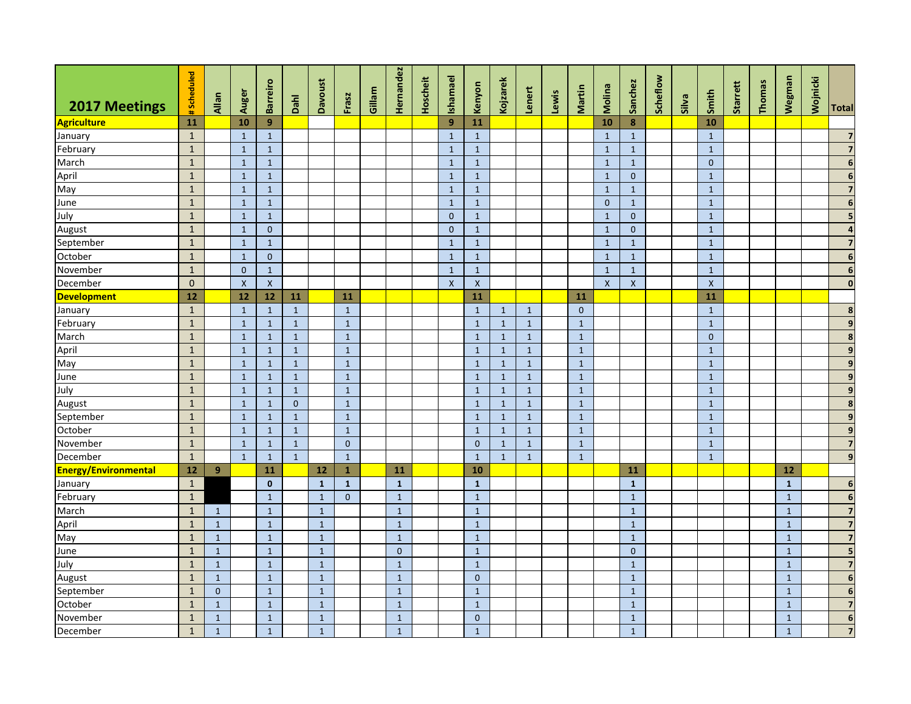| 2017 Meetings | # Scheduled | Allan | Auger | Barreiro | Dahl | Davoust | Frasz | Gillam | Hernandez | Hoscheit | Ishamael | Kenyon | Kojzarek | Lenert | Lewis | Martin | Molina | Sanchez | Scheflow | Silva | Smith | Starrett | Thomas | Wegman | Wojnicki | Total |
|---|---|---|---|---|---|---|---|---|---|---|---|---|---|---|---|---|---|---|---|---|---|---|---|---|---|---|
| **Agriculture** | **11** | | **10** | **9** | | | | | | | **9** | **11** | | | | | **10** | **8** | | | **10** | | | | | |
| January | 1 | | 1 | 1 | | | | | | | 1 | 1 | | | | | 1 | 1 | | | 1 | | | | | **7** |
| February | 1 | | 1 | 1 | | | | | | | 1 | 1 | | | | | 1 | 1 | | | 1 | | | | | **7** |
| March | 1 | | 1 | 1 | | | | | | | 1 | 1 | | | | | 1 | 1 | | | 0 | | | | | **6** |
| April | 1 | | 1 | 1 | | | | | | | 1 | 1 | | | | | 1 | 0 | | | 1 | | | | | **6** |
| May | 1 | | 1 | 1 | | | | | | | 1 | 1 | | | | | 1 | 1 | | | 1 | | | | | **7** |
| June | 1 | | 1 | 1 | | | | | | | 1 | 1 | | | | | 0 | 1 | | | 1 | | | | | **6** |
| July | 1 | | 1 | 1 | | | | | | | 0 | 1 | | | | | 1 | 0 | | | 1 | | | | | **5** |
| August | 1 | | 1 | 0 | | | | | | | 0 | 1 | | | | | 1 | 0 | | | 1 | | | | | **4** |
| September | 1 | | 1 | 1 | | | | | | | 1 | 1 | | | | | 1 | 1 | | | 1 | | | | | **7** |
| October | 1 | | 1 | 0 | | | | | | | 1 | 1 | | | | | 1 | 1 | | | 1 | | | | | **6** |
| November | 1 | | 0 | 1 | | | | | | | 1 | 1 | | | | | 1 | 1 | | | 1 | | | | | **6** |
| December | 0 | | X | X | | | | | | | X | X | | | | | X | X | | | X | | | | | **0** |
| **Development** | **12** | | **12** | **12** | **11** | | **11** | | | | | **11** | | | | **11** | | | | | **11** | | | | | |
| January | 1 | | 1 | 1 | 1 | | 1 | | | | | 1 | 1 | 1 | | 0 | | | | | 1 | | | | | **8** |
| February | 1 | | 1 | 1 | 1 | | 1 | | | | | 1 | 1 | 1 | | 1 | | | | | 1 | | | | | **9** |
| March | 1 | | 1 | 1 | 1 | | 1 | | | | | 1 | 1 | 1 | | 1 | | | | | 0 | | | | | **8** |
| April | 1 | | 1 | 1 | 1 | | 1 | | | | | 1 | 1 | 1 | | 1 | | | | | 1 | | | | | **9** |
| May | 1 | | 1 | 1 | 1 | | 1 | | | | | 1 | 1 | 1 | | 1 | | | | | 1 | | | | | **9** |
| June | 1 | | 1 | 1 | 1 | | 1 | | | | | 1 | 1 | 1 | | 1 | | | | | 1 | | | | | **9** |
| July | 1 | | 1 | 1 | 1 | | 1 | | | | | 1 | 1 | 1 | | 1 | | | | | 1 | | | | | **9** |
| August | 1 | | 1 | 1 | 0 | | 1 | | | | | 1 | 1 | 1 | | 1 | | | | | 1 | | | | | **8** |
| September | 1 | | 1 | 1 | 1 | | 1 | | | | | 1 | 1 | 1 | | 1 | | | | | 1 | | | | | **9** |
| October | 1 | | 1 | 1 | 1 | | 1 | | | | | 1 | 1 | 1 | | 1 | | | | | 1 | | | | | **9** |
| November | 1 | | 1 | 1 | 1 | | 0 | | | | | 0 | 1 | 1 | | 1 | | | | | 1 | | | | | **7** |
| December | 1 | | 1 | 1 | 1 | | 1 | | | | | 1 | 1 | 1 | | 1 | | | | | 1 | | | | | **9** |
| **Energy/Environmental** | **12** | **9** | | **11** | | **12** | **1** | | **11** | | | **10** | | | | | | **11** | | | | | | **12** | | |
| January | 1 | | | **0** | | **1** | **1** | | **1** | | | **1** | | | | | | **1** | | | | | | **1** | | **6** |
| February | 1 | | | 1 | | 1 | 0 | | 1 | | | 1 | | | | | | 1 | | | | | | 1 | | **6** |
| March | 1 | 1 | | 1 | | 1 | | | 1 | | | 1 | | | | | | 1 | | | | | | 1 | | **7** |
| April | 1 | 1 | | 1 | | 1 | | | 1 | | | 1 | | | | | | 1 | | | | | | 1 | | **7** |
| May | 1 | 1 | | 1 | | 1 | | | 1 | | | 1 | | | | | | 1 | | | | | | 1 | | **7** |
| June | 1 | 1 | | 1 | | 1 | | | 0 | | | 1 | | | | | | 0 | | | | | | 1 | | **5** |
| July | 1 | 1 | | 1 | | 1 | | | 1 | | | 1 | | | | | | 1 | | | | | | 1 | | **7** |
| August | 1 | 1 | | 1 | | 1 | | | 1 | | | 0 | | | | | | 1 | | | | | | 1 | | **6** |
| September | 1 | 0 | | 1 | | 1 | | | 1 | | | 1 | | | | | | 1 | | | | | | 1 | | **6** |
| October | 1 | 1 | | 1 | | 1 | | | 1 | | | 1 | | | | | | 1 | | | | | | 1 | | **7** |
| November | 1 | 1 | | 1 | | 1 | | | 1 | | | 0 | | | | | | 1 | | | | | | 1 | | **6** |
| December | 1 | 1 | | 1 | | 1 | | | 1 | | | 1 | | | | | | 1 | | | | | | 1 | | **7** |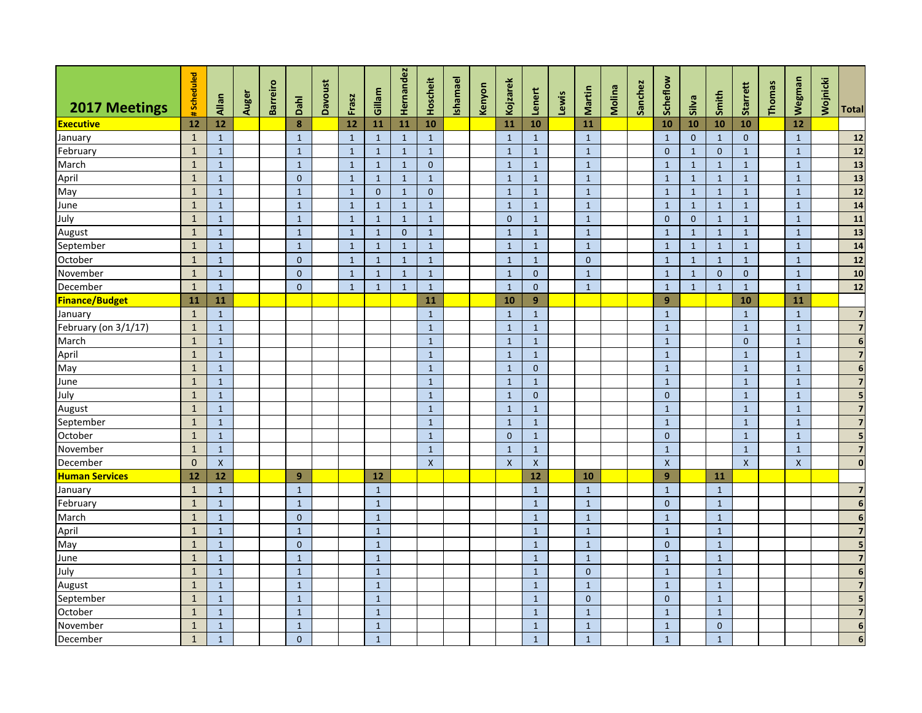| 2017 Meetings | # Scheduled | Allan | Auger | Barreiro | Dahl | Davoust | Frasz | Gillam | Hernandez | Hoscheit | Ishamael | Kenyon | Kojzarek | Lenert | Lewis | Martin | Molina | Sanchez | Scheflow | Silva | Smith | Starrett | Thomas | Wegman | Wojnicki | Total |
|---|---|---|---|---|---|---|---|---|---|---|---|---|---|---|---|---|---|---|---|---|---|---|---|---|---|---|
| **Executive** | 12 | 12 | | | 8 | | 12 | 11 | 11 | 10 | | | 11 | 10 | | 11 | | | 10 | 10 | 10 | 10 | | 12 | | |
| January | 1 | 1 | | | 1 | | 1 | 1 | 1 | 1 | | | 1 | 1 | | 1 | | | 1 | 0 | 1 | 0 | | 1 | | 12 |
| February | 1 | 1 | | | 1 | | 1 | 1 | 1 | 1 | | | 1 | 1 | | 1 | | | 0 | 1 | 0 | 1 | | 1 | | 12 |
| March | 1 | 1 | | | 1 | | 1 | 1 | 1 | 0 | | | 1 | 1 | | 1 | | | 1 | 1 | 1 | 1 | | 1 | | 13 |
| April | 1 | 1 | | | 0 | | 1 | 1 | 1 | 1 | | | 1 | 1 | | 1 | | | 1 | 1 | 1 | 1 | | 1 | | 13 |
| May | 1 | 1 | | | 1 | | 1 | 0 | 1 | 0 | | | 1 | 1 | | 1 | | | 1 | 1 | 1 | 1 | | 1 | | 12 |
| June | 1 | 1 | | | 1 | | 1 | 1 | 1 | 1 | | | 1 | 1 | | 1 | | | 1 | 1 | 1 | 1 | | 1 | | 14 |
| July | 1 | 1 | | | 1 | | 1 | 1 | 1 | 1 | | | 0 | 1 | | 1 | | | 0 | 0 | 1 | 1 | | 1 | | 11 |
| August | 1 | 1 | | | 1 | | 1 | 1 | 0 | 1 | | | 1 | 1 | | 1 | | | 1 | 1 | 1 | 1 | | 1 | | 13 |
| September | 1 | 1 | | | 1 | | 1 | 1 | 1 | 1 | | | 1 | 1 | | 1 | | | 1 | 1 | 1 | 1 | | 1 | | 14 |
| October | 1 | 1 | | | 0 | | 1 | 1 | 1 | 1 | | | 1 | 1 | | 0 | | | 1 | 1 | 1 | 1 | | 1 | | 12 |
| November | 1 | 1 | | | 0 | | 1 | 1 | 1 | 1 | | | 1 | 0 | | 1 | | | 1 | 1 | 0 | 0 | | 1 | | 10 |
| December | 1 | 1 | | | 0 | | 1 | 1 | 1 | 1 | | | 1 | 0 | | 1 | | | 1 | 1 | 1 | 1 | | 1 | | 12 |
| **Finance/Budget** | 11 | 11 | | | | | | | | 11 | | | 10 | 9 | | | | | 9 | | | 10 | | 11 | | |
| January | 1 | 1 | | | | | | | | 1 | | | 1 | 1 | | | | | 1 | | | 1 | | 1 | | 7 |
| February (on 3/1/17) | 1 | 1 | | | | | | | | 1 | | | 1 | 1 | | | | | 1 | | | 1 | | 1 | | 7 |
| March | 1 | 1 | | | | | | | | 1 | | | 1 | 1 | | | | | 1 | | | 0 | | 1 | | 6 |
| April | 1 | 1 | | | | | | | | 1 | | | 1 | 1 | | | | | 1 | | | 1 | | 1 | | 7 |
| May | 1 | 1 | | | | | | | | 1 | | | 1 | 0 | | | | | 1 | | | 1 | | 1 | | 6 |
| June | 1 | 1 | | | | | | | | 1 | | | 1 | 1 | | | | | 1 | | | 1 | | 1 | | 7 |
| July | 1 | 1 | | | | | | | | 1 | | | 1 | 0 | | | | | 0 | | | 1 | | 1 | | 5 |
| August | 1 | 1 | | | | | | | | 1 | | | 1 | 1 | | | | | 1 | | | 1 | | 1 | | 7 |
| September | 1 | 1 | | | | | | | | 1 | | | 1 | 1 | | | | | 1 | | | 1 | | 1 | | 7 |
| October | 1 | 1 | | | | | | | | 1 | | | 0 | 1 | | | | | 0 | | | 1 | | 1 | | 5 |
| November | 1 | 1 | | | | | | | | 1 | | | 1 | 1 | | | | | 1 | | | 1 | | 1 | | 7 |
| December | 0 | X | | | | | | | | X | | | X | X | | | | | X | | | X | | X | | 0 |
| **Human Services** | 12 | 12 | | | 9 | | | 12 | | | | | | 12 | | 10 | | | 9 | | 11 | | | | | |
| January | 1 | 1 | | | 1 | | | 1 | | | | | | 1 | | 1 | | | 1 | | 1 | | | | | 7 |
| February | 1 | 1 | | | 1 | | | 1 | | | | | | 1 | | 1 | | | 0 | | 1 | | | | | 6 |
| March | 1 | 1 | | | 0 | | | 1 | | | | | | 1 | | 1 | | | 1 | | 1 | | | | | 6 |
| April | 1 | 1 | | | 1 | | | 1 | | | | | | 1 | | 1 | | | 1 | | 1 | | | | | 7 |
| May | 1 | 1 | | | 0 | | | 1 | | | | | | 1 | | 1 | | | 0 | | 1 | | | | | 5 |
| June | 1 | 1 | | | 1 | | | 1 | | | | | | 1 | | 1 | | | 1 | | 1 | | | | | 7 |
| July | 1 | 1 | | | 1 | | | 1 | | | | | | 1 | | 0 | | | 1 | | 1 | | | | | 6 |
| August | 1 | 1 | | | 1 | | | 1 | | | | | | 1 | | 1 | | | 1 | | 1 | | | | | 7 |
| September | 1 | 1 | | | 1 | | | 1 | | | | | | 1 | | 0 | | | 0 | | 1 | | | | | 5 |
| October | 1 | 1 | | | 1 | | | 1 | | | | | | 1 | | 1 | | | 1 | | 1 | | | | | 7 |
| November | 1 | 1 | | | 1 | | | 1 | | | | | | 1 | | 1 | | | 1 | | 0 | | | | | 6 |
| December | 1 | 1 | | | 0 | | | 1 | | | | | | 1 | | 1 | | | 1 | | 1 | | | | | 6 |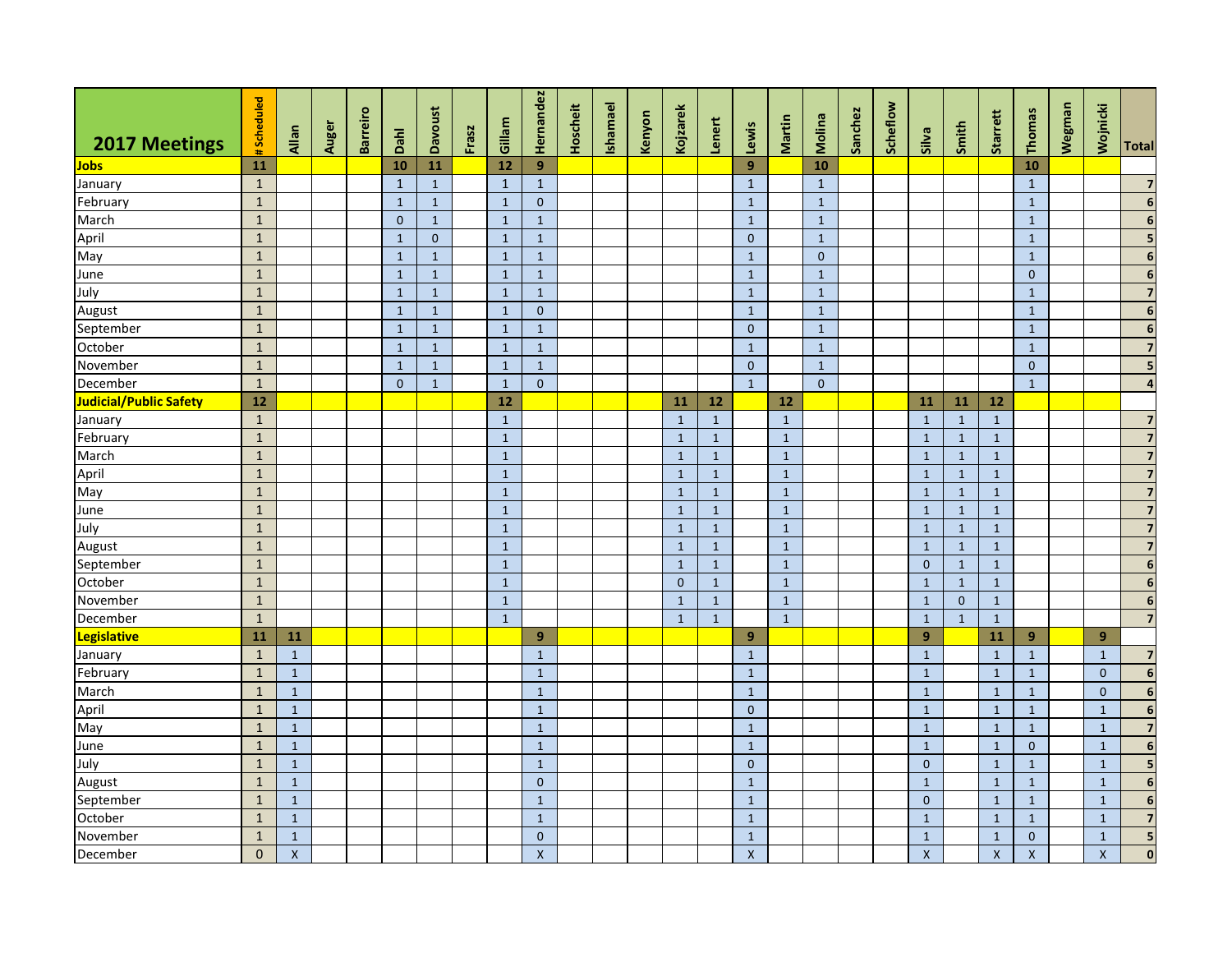| 2017 Meetings | # Scheduled | Allan | Auger | Barreiro | Dahl | Davoust | Frasz | Gillam | Hernandez | Hoscheit | Ishamael | Kenyon | Kojzarek | Lenert | Lewis | Martin | Molina | Sanchez | Scheflow | Silva | Smith | Starrett | Thomas | Wegman | Wojnicki | Total |
|---|---|---|---|---|---|---|---|---|---|---|---|---|---|---|---|---|---|---|---|---|---|---|---|---|---|---|
| **Jobs** | **11** | | | | **10** | **11** | | **12** | **9** | | | | | | **9** | | **10** | | | | | | **10** | | | |
| January | 1 | | | | 1 | 1 | | 1 | 1 | | | | | | 1 | | 1 | | | | | | 1 | | | **7** |
| February | 1 | | | | 1 | 1 | | 1 | 0 | | | | | | 1 | | 1 | | | | | | 1 | | | **6** |
| March | 1 | | | | 0 | 1 | | 1 | 1 | | | | | | 1 | | 1 | | | | | | 1 | | | **6** |
| April | 1 | | | | 1 | 0 | | 1 | 1 | | | | | | 0 | | 1 | | | | | | 1 | | | **5** |
| May | 1 | | | | 1 | 1 | | 1 | 1 | | | | | | 1 | | 0 | | | | | | 1 | | | **6** |
| June | 1 | | | | 1 | 1 | | 1 | 1 | | | | | | 1 | | 1 | | | | | | 0 | | | **6** |
| July | 1 | | | | 1 | 1 | | 1 | 1 | | | | | | 1 | | 1 | | | | | | 1 | | | **7** |
| August | 1 | | | | 1 | 1 | | 1 | 0 | | | | | | 1 | | 1 | | | | | | 1 | | | **6** |
| September | 1 | | | | 1 | 1 | | 1 | 1 | | | | | | 0 | | 1 | | | | | | 1 | | | **6** |
| October | 1 | | | | 1 | 1 | | 1 | 1 | | | | | | 1 | | 1 | | | | | | 1 | | | **7** |
| November | 1 | | | | 1 | 1 | | 1 | 1 | | | | | | 0 | | 1 | | | | | | 0 | | | **5** |
| December | 1 | | | | 0 | 1 | | 1 | 0 | | | | | | 1 | | 0 | | | | | | 1 | | | **4** |
| **Judicial/Public Safety** | **12** | | | | | | | **12** | | | | | **11** | **12** | | **12** | | | | **11** | **11** | **12** | | | | |
| January | 1 | | | | | | | 1 | | | | | 1 | 1 | | 1 | | | | 1 | 1 | 1 | | | | **7** |
| February | 1 | | | | | | | 1 | | | | | 1 | 1 | | 1 | | | | 1 | 1 | 1 | | | | **7** |
| March | 1 | | | | | | | 1 | | | | | 1 | 1 | | 1 | | | | 1 | 1 | 1 | | | | **7** |
| April | 1 | | | | | | | 1 | | | | | 1 | 1 | | 1 | | | | 1 | 1 | 1 | | | | **7** |
| May | 1 | | | | | | | 1 | | | | | 1 | 1 | | 1 | | | | 1 | 1 | 1 | | | | **7** |
| June | 1 | | | | | | | 1 | | | | | 1 | 1 | | 1 | | | | 1 | 1 | 1 | | | | **7** |
| July | 1 | | | | | | | 1 | | | | | 1 | 1 | | 1 | | | | 1 | 1 | 1 | | | | **7** |
| August | 1 | | | | | | | 1 | | | | | 1 | 1 | | 1 | | | | 1 | 1 | 1 | | | | **7** |
| September | 1 | | | | | | | 1 | | | | | 1 | 1 | | 1 | | | | 0 | 1 | 1 | | | | **6** |
| October | 1 | | | | | | | 1 | | | | | 0 | 1 | | 1 | | | | 1 | 1 | 1 | | | | **6** |
| November | 1 | | | | | | | 1 | | | | | 1 | 1 | | 1 | | | | 1 | 0 | 1 | | | | **6** |
| December | 1 | | | | | | | 1 | | | | | 1 | 1 | | 1 | | | | 1 | 1 | 1 | | | | **7** |
| **Legislative** | **11** | **11** | | | | | | | **9** | | | | | | **9** | | | | | **9** | | **11** | **9** | | **9** | |
| January | 1 | 1 | | | | | | | 1 | | | | | | 1 | | | | | 1 | | 1 | 1 | | 1 | **7** |
| February | 1 | 1 | | | | | | | 1 | | | | | | 1 | | | | | 1 | | 1 | 1 | | 0 | **6** |
| March | 1 | 1 | | | | | | | 1 | | | | | | 1 | | | | | 1 | | 1 | 1 | | 0 | **6** |
| April | 1 | 1 | | | | | | | 1 | | | | | | 0 | | | | | 1 | | 1 | 1 | | 1 | **6** |
| May | 1 | 1 | | | | | | | 1 | | | | | | 1 | | | | | 1 | | 1 | 1 | | 1 | **7** |
| June | 1 | 1 | | | | | | | 1 | | | | | | 1 | | | | | 1 | | 1 | 0 | | 1 | **6** |
| July | 1 | 1 | | | | | | | 1 | | | | | | 0 | | | | | 0 | | 1 | 1 | | 1 | **5** |
| August | 1 | 1 | | | | | | | 0 | | | | | | 1 | | | | | 1 | | 1 | 1 | | 1 | **6** |
| September | 1 | 1 | | | | | | | 1 | | | | | | 1 | | | | | 0 | | 1 | 1 | | 1 | **6** |
| October | 1 | 1 | | | | | | | 1 | | | | | | 1 | | | | | 1 | | 1 | 1 | | 1 | **7** |
| November | 1 | 1 | | | | | | | 0 | | | | | | 1 | | | | | 1 | | 1 | 0 | | 1 | **5** |
| December | 0 | X | | | | | | | X | | | | | | X | | | | | X | | X | X | | X | **0** |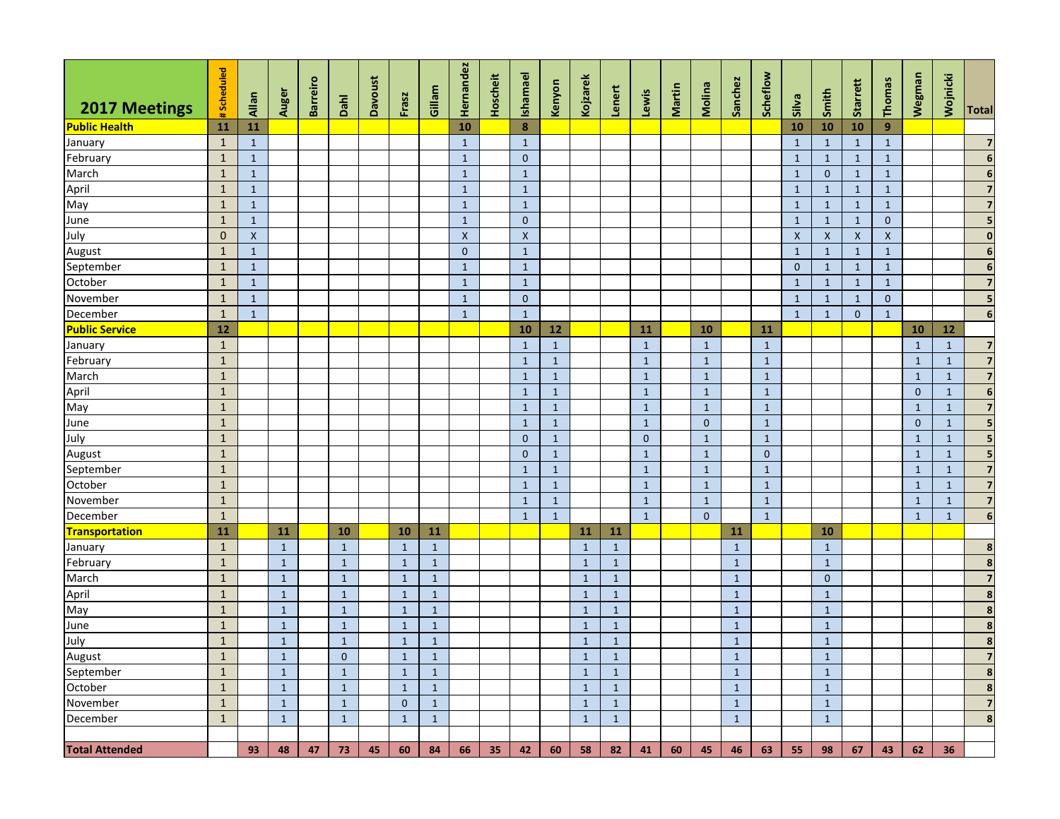| 2017 Meetings | # Scheduled | Allan | Auger | Barreiro | Dahl | Davoust | Frasz | Gillam | Hernandez | Hoscheit | Ishamael | Kenyon | Kojzarek | Lenert | Lewis | Martin | Molina | Sanchez | Scheflow | Silva | Smith | Starrett | Thomas | Wegman | Wojnicki | Total |
|---|---|---|---|---|---|---|---|---|---|---|---|---|---|---|---|---|---|---|---|---|---|---|---|---|---|---|
| **Public Health** | 11 | 11 | | | | | | | 10 | | 8 | | | | | | | | | 10 | 10 | 10 | 9 | | | |
| January | 1 | 1 | | | | | | | 1 | | 1 | | | | | | | | | 1 | 1 | 1 | 1 | | | 7 |
| February | 1 | 1 | | | | | | | 1 | | 0 | | | | | | | | | 1 | 1 | 1 | 1 | | | 6 |
| March | 1 | 1 | | | | | | | 1 | | 1 | | | | | | | | | 1 | 0 | 1 | 1 | | | 6 |
| April | 1 | 1 | | | | | | | 1 | | 1 | | | | | | | | | 1 | 1 | 1 | 1 | | | 7 |
| May | 1 | 1 | | | | | | | 1 | | 1 | | | | | | | | | 1 | 1 | 1 | 1 | | | 7 |
| June | 1 | 1 | | | | | | | 1 | | 0 | | | | | | | | | 1 | 1 | 1 | 0 | | | 5 |
| July | 0 | X | | | | | | | X | | X | | | | | | | | | X | X | X | X | | | 0 |
| August | 1 | 1 | | | | | | | 0 | | 1 | | | | | | | | | 1 | 1 | 1 | 1 | | | 6 |
| September | 1 | 1 | | | | | | | 1 | | 1 | | | | | | | | | 0 | 1 | 1 | 1 | | | 6 |
| October | 1 | 1 | | | | | | | 1 | | 1 | | | | | | | | | 1 | 1 | 1 | 1 | | | 7 |
| November | 1 | 1 | | | | | | | 1 | | 0 | | | | | | | | | 1 | 1 | 1 | 0 | | | 5 |
| December | 1 | 1 | | | | | | | 1 | | 1 | | | | | | | | | 1 | 1 | 0 | 1 | | | 6 |
| **Public Service** | 12 | | | | | | | | | | 10 | 12 | | | 11 | | 10 | | 11 | | | | | 10 | 12 | |
| January | 1 | | | | | | | | | | 1 | 1 | | | 1 | | 1 | | 1 | | | | | 1 | 1 | 7 |
| February | 1 | | | | | | | | | | 1 | 1 | | | 1 | | 1 | | 1 | | | | | 1 | 1 | 7 |
| March | 1 | | | | | | | | | | 1 | 1 | | | 1 | | 1 | | 1 | | | | | 1 | 1 | 7 |
| April | 1 | | | | | | | | | | 1 | 1 | | | 1 | | 1 | | 1 | | | | | 0 | 1 | 6 |
| May | 1 | | | | | | | | | | 1 | 1 | | | 1 | | 1 | | 1 | | | | | 1 | 1 | 7 |
| June | 1 | | | | | | | | | | 1 | 1 | | | 1 | | 0 | | 1 | | | | | 0 | 1 | 5 |
| July | 1 | | | | | | | | | | 0 | 1 | | | 0 | | 1 | | 1 | | | | | 1 | 1 | 5 |
| August | 1 | | | | | | | | | | 0 | 1 | | | 1 | | 1 | | 0 | | | | | 1 | 1 | 5 |
| September | 1 | | | | | | | | | | 1 | 1 | | | 1 | | 1 | | 1 | | | | | 1 | 1 | 7 |
| October | 1 | | | | | | | | | | 1 | 1 | | | 1 | | 1 | | 1 | | | | | 1 | 1 | 7 |
| November | 1 | | | | | | | | | | 1 | 1 | | | 1 | | 1 | | 1 | | | | | 1 | 1 | 7 |
| December | 1 | | | | | | | | | | 1 | 1 | | | 1 | | 0 | | 1 | | | | | 1 | 1 | 6 |
| **Transportation** | 11 | | 11 | | 10 | | 10 | 11 | | | | | 11 | 11 | | | | 11 | | | 10 | | | | | |
| January | 1 | | 1 | | 1 | | 1 | 1 | | | | | 1 | 1 | | | | 1 | | | 1 | | | | | 8 |
| February | 1 | | 1 | | 1 | | 1 | 1 | | | | | 1 | 1 | | | | 1 | | | 1 | | | | | 8 |
| March | 1 | | 1 | | 1 | | 1 | 1 | | | | | 1 | 1 | | | | 1 | | | 0 | | | | | 7 |
| April | 1 | | 1 | | 1 | | 1 | 1 | | | | | 1 | 1 | | | | 1 | | | 1 | | | | | 8 |
| May | 1 | | 1 | | 1 | | 1 | 1 | | | | | 1 | 1 | | | | 1 | | | 1 | | | | | 8 |
| June | 1 | | 1 | | 1 | | 1 | 1 | | | | | 1 | 1 | | | | 1 | | | 1 | | | | | 8 |
| July | 1 | | 1 | | 1 | | 1 | 1 | | | | | 1 | 1 | | | | 1 | | | 1 | | | | | 8 |
| August | 1 | | 1 | | 0 | | 1 | 1 | | | | | 1 | 1 | | | | 1 | | | 1 | | | | | 7 |
| September | 1 | | 1 | | 1 | | 1 | 1 | | | | | 1 | 1 | | | | 1 | | | 1 | | | | | 8 |
| October | 1 | | 1 | | 1 | | 1 | 1 | | | | | 1 | 1 | | | | 1 | | | 1 | | | | | 8 |
| November | 1 | | 1 | | 1 | | 0 | 1 | | | | | 1 | 1 | | | | 1 | | | 1 | | | | | 7 |
| December | 1 | | 1 | | 1 | | 1 | 1 | | | | | 1 | 1 | | | | 1 | | | 1 | | | | | 8 |
| | | | | | | | | | | | | | | | | | | | | | | | | | | |
| **Total Attended** | | 93 | 48 | 47 | 73 | 45 | 60 | 84 | 66 | 35 | 42 | 60 | 58 | 82 | 41 | 60 | 45 | 46 | 63 | 55 | 98 | 67 | 43 | 62 | 36 | |